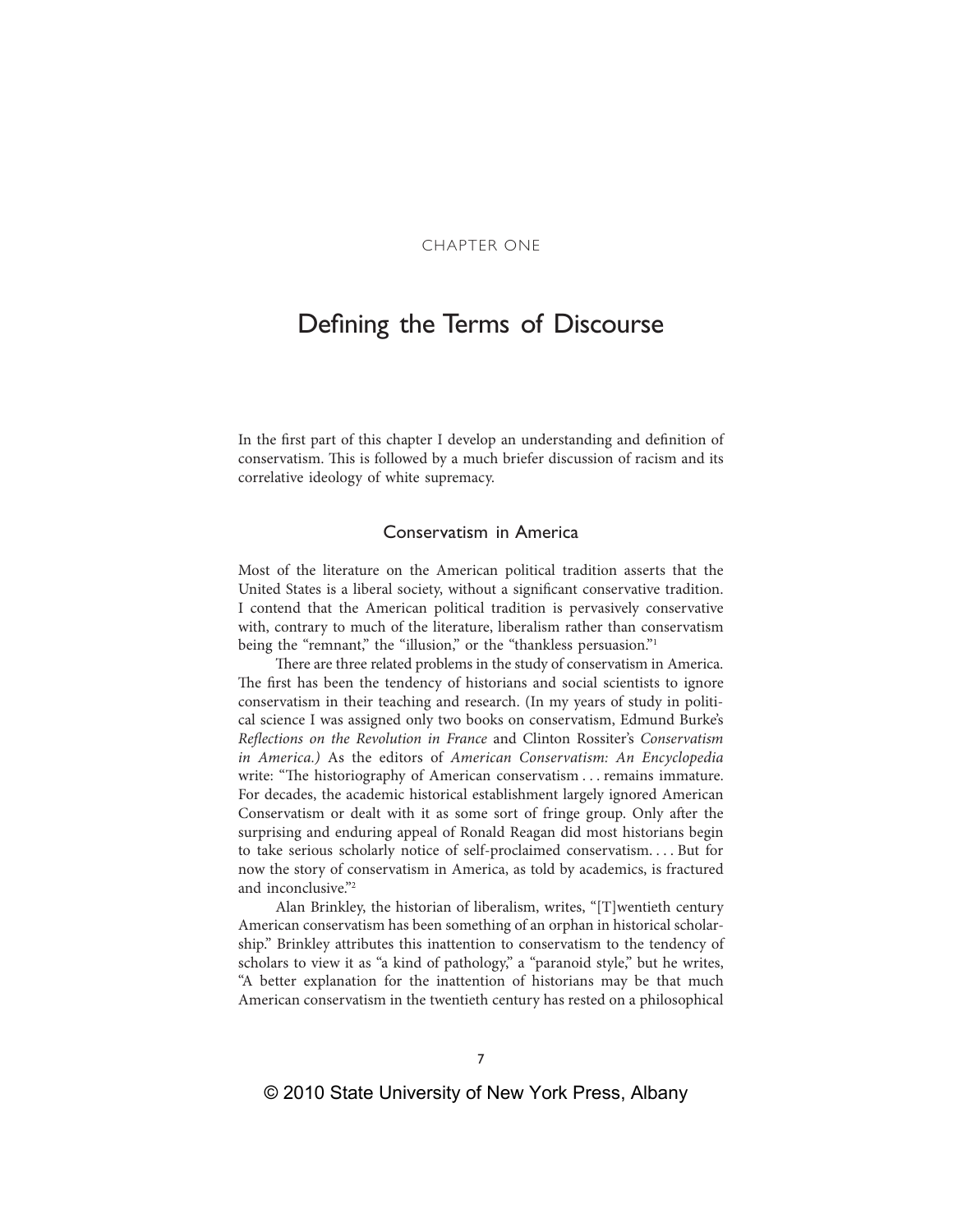CHAPTER ONE

# Defining the Terms of Discourse

In the first part of this chapter I develop an understanding and definition of conservatism. This is followed by a much briefer discussion of racism and its correlative ideology of white supremacy.

## Conservatism in America

Most of the literature on the American political tradition asserts that the United States is a liberal society, without a significant conservative tradition. I contend that the American political tradition is pervasively conservative with, contrary to much of the literature, liberalism rather than conservatism being the "remnant," the "illusion," or the "thankless persuasion."[1]

There are three related problems in the study of conservatism in America. The first has been the tendency of historians and social scientists to ignore conservatism in their teaching and research. (In my years of study in political science I was assigned only two books on conservatism, Edmund Burke's *Reflections on the Revolution in France* and Clinton Rossiter's *Conservatism in America.)* As the editors of *American Conservatism: An Encyclopedia* write: "The historiography of American conservatism . . . remains immature. For decades, the academic historical establishment largely ignored American Conservatism or dealt with it as some sort of fringe group. Only after the surprising and enduring appeal of Ronald Reagan did most historians begin to take serious scholarly notice of self-proclaimed conservatism. . . . But for now the story of conservatism in America, as told by academics, is fractured and inconclusive."[2]

Alan Brinkley, the historian of liberalism, writes, "[T]wentieth century American conservatism has been something of an orphan in historical scholarship." Brinkley attributes this inattention to conservatism to the tendency of scholars to view it as "a kind of pathology," a "paranoid style," but he writes, "A better explanation for the inattention of historians may be that much American conservatism in the twentieth century has rested on a philosophical

© 2010 State University of New York Press, Albany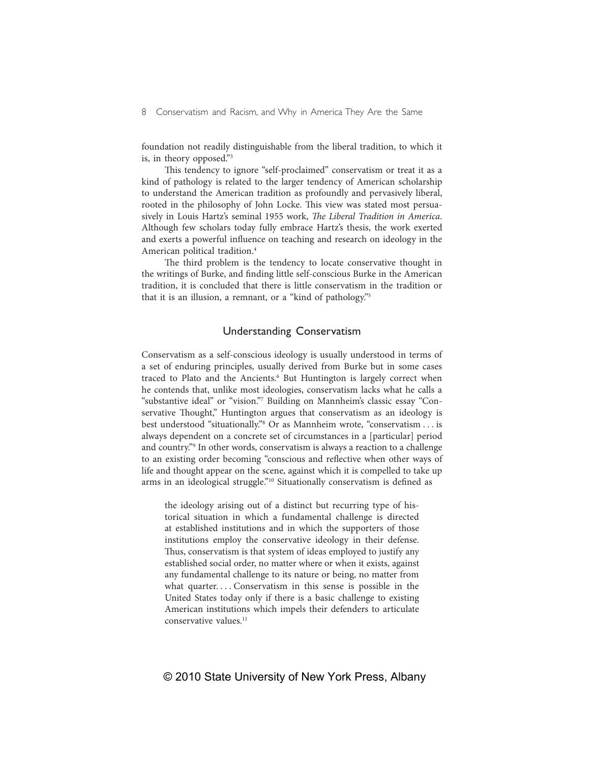foundation not readily distinguishable from the liberal tradition, to which it is, in theory opposed."[3]

This tendency to ignore "self-proclaimed" conservatism or treat it as a kind of pathology is related to the larger tendency of American scholarship to understand the American tradition as profoundly and pervasively liberal, rooted in the philosophy of John Locke. This view was stated most persuasively in Louis Hartz's seminal 1955 work, *The Liberal Tradition in America*. Although few scholars today fully embrace Hartz's thesis, the work exerted and exerts a powerful influence on teaching and research on ideology in the American political tradition.[4]

The third problem is the tendency to locate conservative thought in the writings of Burke, and finding little self-conscious Burke in the American tradition, it is concluded that there is little conservatism in the tradition or that it is an illusion, a remnant, or a "kind of pathology."[5]

## Understanding Conservatism

Conservatism as a self-conscious ideology is usually understood in terms of a set of enduring principles, usually derived from Burke but in some cases traced to Plato and the Ancients.[6] But Huntington is largely correct when he contends that, unlike most ideologies, conservatism lacks what he calls a "substantive ideal" or "vision."[7] Building on Mannheim's classic essay "Conservative Thought," Huntington argues that conservatism as an ideology is best understood "situationally."[8] Or as Mannheim wrote, "conservatism . . . is always dependent on a concrete set of circumstances in a [particular] period and country."[9] In other words, conservatism is always a reaction to a challenge to an existing order becoming "conscious and reflective when other ways of life and thought appear on the scene, against which it is compelled to take up arms in an ideological struggle."[10] Situationally conservatism is defined as

> the ideology arising out of a distinct but recurring type of historical situation in which a fundamental challenge is directed at established institutions and in which the supporters of those institutions employ the conservative ideology in their defense. Thus, conservatism is that system of ideas employed to justify any established social order, no matter where or when it exists, against any fundamental challenge to its nature or being, no matter from what quarter. . . . Conservatism in this sense is possible in the United States today only if there is a basic challenge to existing American institutions which impels their defenders to articulate conservative values.[11]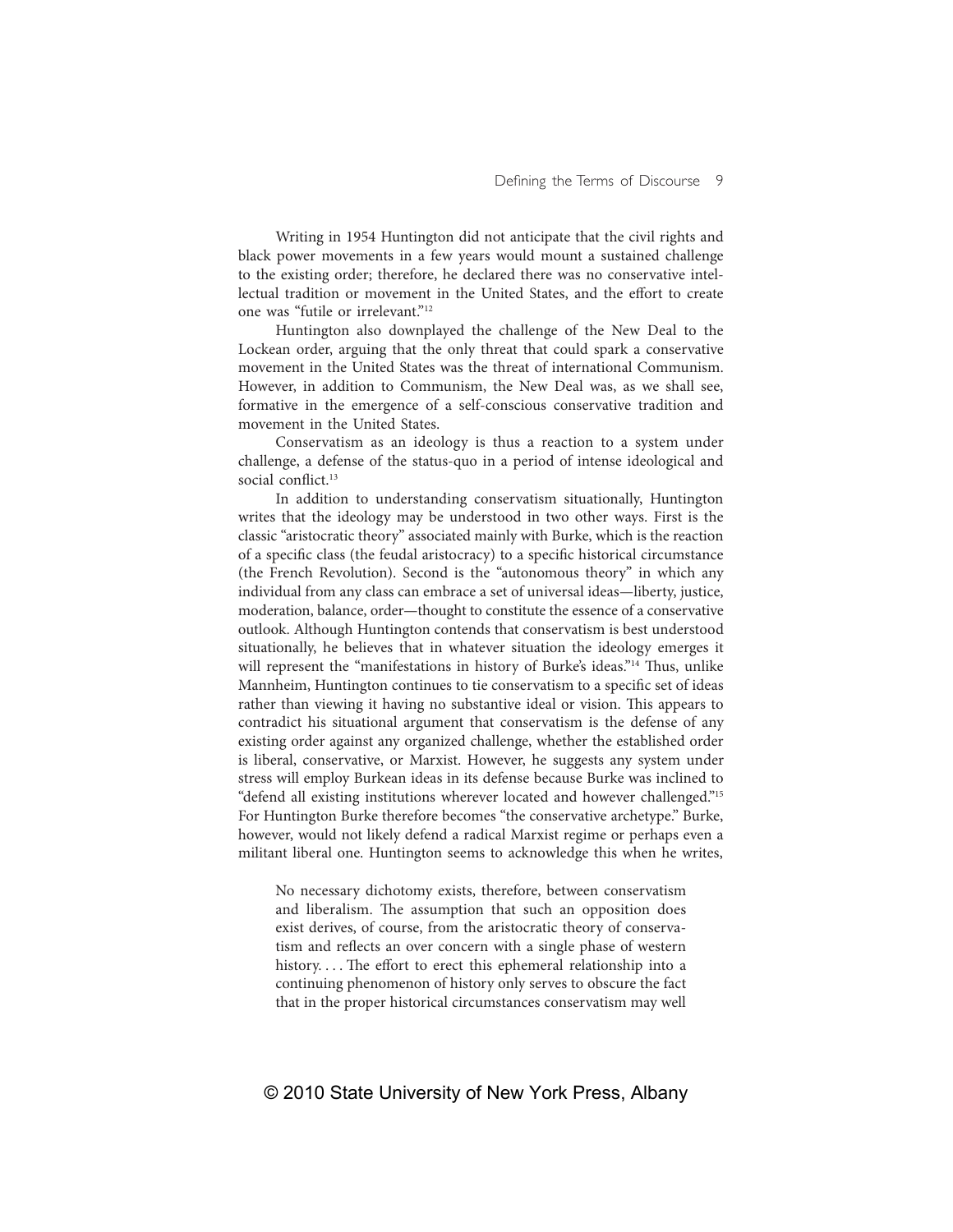Writing in 1954 Huntington did not anticipate that the civil rights and black power movements in a few years would mount a sustained challenge to the existing order; therefore, he declared there was no conservative intellectual tradition or movement in the United States, and the effort to create one was "futile or irrelevant."[12]

Huntington also downplayed the challenge of the New Deal to the Lockean order, arguing that the only threat that could spark a conservative movement in the United States was the threat of international Communism. However, in addition to Communism, the New Deal was, as we shall see, formative in the emergence of a self-conscious conservative tradition and movement in the United States.

Conservatism as an ideology is thus a reaction to a system under challenge, a defense of the status-quo in a period of intense ideological and social conflict.[13]

In addition to understanding conservatism situationally, Huntington writes that the ideology may be understood in two other ways. First is the classic "aristocratic theory" associated mainly with Burke, which is the reaction of a specific class (the feudal aristocracy) to a specific historical circumstance (the French Revolution). Second is the "autonomous theory" in which any individual from any class can embrace a set of universal ideas—liberty, justice, moderation, balance, order—thought to constitute the essence of a conservative outlook. Although Huntington contends that conservatism is best understood situationally, he believes that in whatever situation the ideology emerges it will represent the "manifestations in history of Burke's ideas."[14] Thus, unlike Mannheim, Huntington continues to tie conservatism to a specific set of ideas rather than viewing it having no substantive ideal or vision. This appears to contradict his situational argument that conservatism is the defense of any existing order against any organized challenge, whether the established order is liberal, conservative, or Marxist. However, he suggests any system under stress will employ Burkean ideas in its defense because Burke was inclined to "defend all existing institutions wherever located and however challenged."[15] For Huntington Burke therefore becomes "the conservative archetype." Burke, however, would not likely defend a radical Marxist regime or perhaps even a militant liberal one. Huntington seems to acknowledge this when he writes,

> No necessary dichotomy exists, therefore, between conservatism and liberalism. The assumption that such an opposition does exist derives, of course, from the aristocratic theory of conservatism and reflects an over concern with a single phase of western history. . . . The effort to erect this ephemeral relationship into a continuing phenomenon of history only serves to obscure the fact that in the proper historical circumstances conservatism may well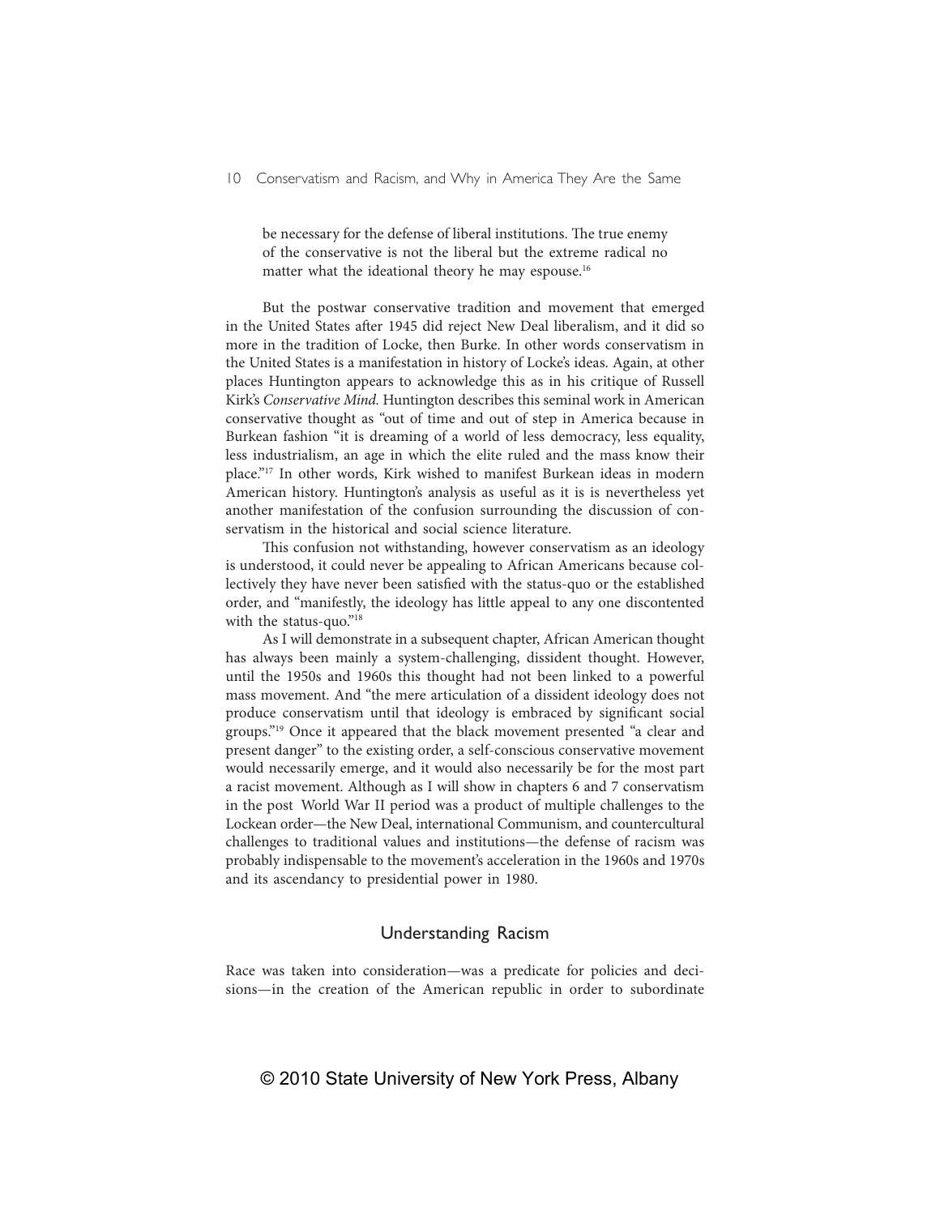be necessary for the defense of liberal institutions. The true enemy of the conservative is not the liberal but the extreme radical no matter what the ideational theory he may espouse.[16]

But the postwar conservative tradition and movement that emerged in the United States after 1945 did reject New Deal liberalism, and it did so more in the tradition of Locke, then Burke. In other words conservatism in the United States is a manifestation in history of Locke's ideas. Again, at other places Huntington appears to acknowledge this as in his critique of Russell Kirk's *Conservative Mind*. Huntington describes this seminal work in American conservative thought as "out of time and out of step in America because in Burkean fashion "it is dreaming of a world of less democracy, less equality, less industrialism, an age in which the elite ruled and the mass know their place."[17] In other words, Kirk wished to manifest Burkean ideas in modern American history. Huntington's analysis as useful as it is is nevertheless yet another manifestation of the confusion surrounding the discussion of conservatism in the historical and social science literature.

This confusion not withstanding, however conservatism as an ideology is understood, it could never be appealing to African Americans because collectively they have never been satisfied with the status-quo or the established order, and "manifestly, the ideology has little appeal to any one discontented with the status-quo."[18]

As I will demonstrate in a subsequent chapter, African American thought has always been mainly a system-challenging, dissident thought. However, until the 1950s and 1960s this thought had not been linked to a powerful mass movement. And "the mere articulation of a dissident ideology does not produce conservatism until that ideology is embraced by significant social groups."[19] Once it appeared that the black movement presented "a clear and present danger" to the existing order, a self-conscious conservative movement would necessarily emerge, and it would also necessarily be for the most part a racist movement. Although as I will show in chapters 6 and 7 conservatism in the post World War II period was a product of multiple challenges to the Lockean order—the New Deal, international Communism, and countercultural challenges to traditional values and institutions—the defense of racism was probably indispensable to the movement's acceleration in the 1960s and 1970s and its ascendancy to presidential power in 1980.

## Understanding Racism

Race was taken into consideration—was a predicate for policies and decisions—in the creation of the American republic in order to subordinate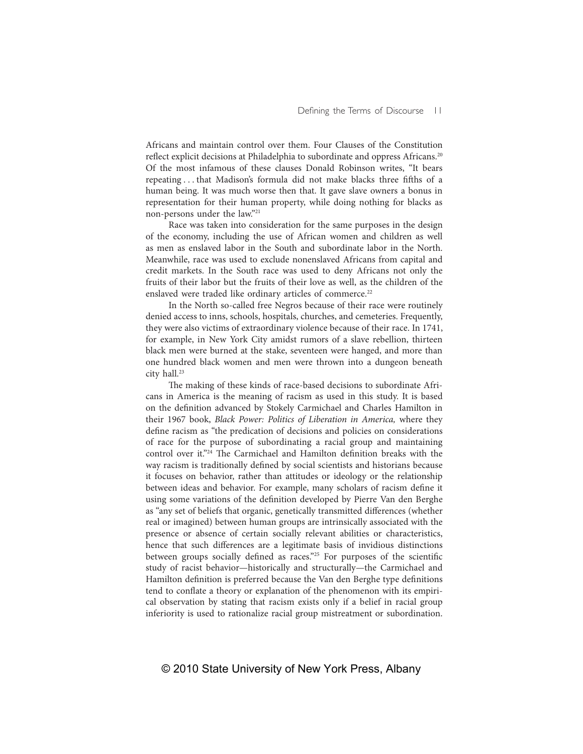Africans and maintain control over them. Four Clauses of the Constitution reflect explicit decisions at Philadelphia to subordinate and oppress Africans.[20] Of the most infamous of these clauses Donald Robinson writes, "It bears repeating . . . that Madison's formula did not make blacks three fifths of a human being. It was much worse then that. It gave slave owners a bonus in representation for their human property, while doing nothing for blacks as non-persons under the law."[21]

Race was taken into consideration for the same purposes in the design of the economy, including the use of African women and children as well as men as enslaved labor in the South and subordinate labor in the North. Meanwhile, race was used to exclude nonenslaved Africans from capital and credit markets. In the South race was used to deny Africans not only the fruits of their labor but the fruits of their love as well, as the children of the enslaved were traded like ordinary articles of commerce.[22]

In the North so-called free Negros because of their race were routinely denied access to inns, schools, hospitals, churches, and cemeteries. Frequently, they were also victims of extraordinary violence because of their race. In 1741, for example, in New York City amidst rumors of a slave rebellion, thirteen black men were burned at the stake, seventeen were hanged, and more than one hundred black women and men were thrown into a dungeon beneath city hall.[23]

The making of these kinds of race-based decisions to subordinate Africans in America is the meaning of racism as used in this study. It is based on the definition advanced by Stokely Carmichael and Charles Hamilton in their 1967 book, *Black Power: Politics of Liberation in America,* where they define racism as "the predication of decisions and policies on considerations of race for the purpose of subordinating a racial group and maintaining control over it."[24] The Carmichael and Hamilton definition breaks with the way racism is traditionally defined by social scientists and historians because it focuses on behavior, rather than attitudes or ideology or the relationship between ideas and behavior. For example, many scholars of racism define it using some variations of the definition developed by Pierre Van den Berghe as "any set of beliefs that organic, genetically transmitted differences (whether real or imagined) between human groups are intrinsically associated with the presence or absence of certain socially relevant abilities or characteristics, hence that such differences are a legitimate basis of invidious distinctions between groups socially defined as races."[25] For purposes of the scientific study of racist behavior—historically and structurally—the Carmichael and Hamilton definition is preferred because the Van den Berghe type definitions tend to conflate a theory or explanation of the phenomenon with its empirical observation by stating that racism exists only if a belief in racial group inferiority is used to rationalize racial group mistreatment or subordination.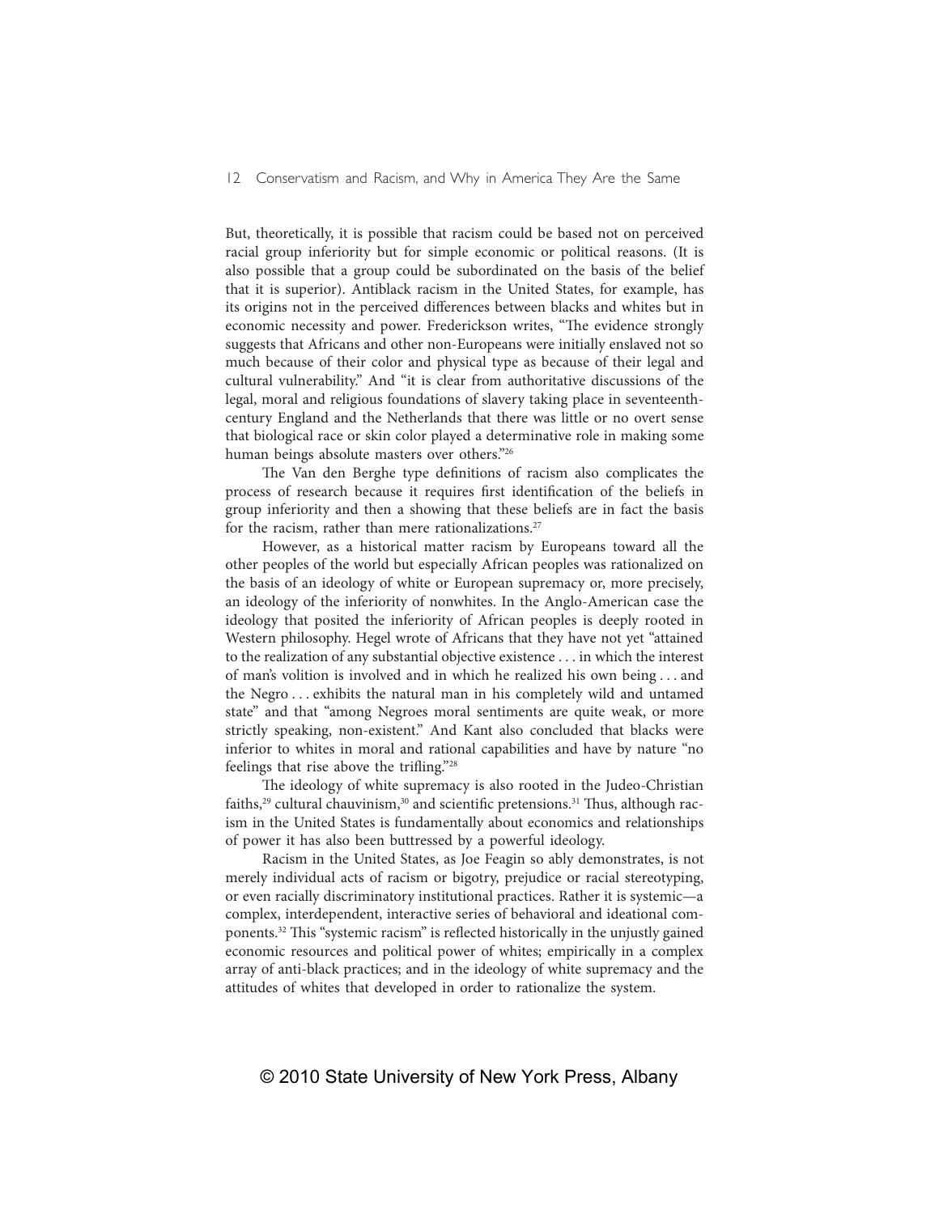But, theoretically, it is possible that racism could be based not on perceived racial group inferiority but for simple economic or political reasons. (It is also possible that a group could be subordinated on the basis of the belief that it is superior). Antiblack racism in the United States, for example, has its origins not in the perceived differences between blacks and whites but in economic necessity and power. Frederickson writes, "The evidence strongly suggests that Africans and other non-Europeans were initially enslaved not so much because of their color and physical type as because of their legal and cultural vulnerability." And "it is clear from authoritative discussions of the legal, moral and religious foundations of slavery taking place in seventeenth-century England and the Netherlands that there was little or no overt sense that biological race or skin color played a determinative role in making some human beings absolute masters over others."[26]

The Van den Berghe type definitions of racism also complicates the process of research because it requires first identification of the beliefs in group inferiority and then a showing that these beliefs are in fact the basis for the racism, rather than mere rationalizations.[27]

However, as a historical matter racism by Europeans toward all the other peoples of the world but especially African peoples was rationalized on the basis of an ideology of white or European supremacy or, more precisely, an ideology of the inferiority of nonwhites. In the Anglo-American case the ideology that posited the inferiority of African peoples is deeply rooted in Western philosophy. Hegel wrote of Africans that they have not yet "attained to the realization of any substantial objective existence . . . in which the interest of man's volition is involved and in which he realized his own being . . . and the Negro . . . exhibits the natural man in his completely wild and untamed state" and that "among Negroes moral sentiments are quite weak, or more strictly speaking, non-existent." And Kant also concluded that blacks were inferior to whites in moral and rational capabilities and have by nature "no feelings that rise above the trifling."[28]

The ideology of white supremacy is also rooted in the Judeo-Christian faiths,[29] cultural chauvinism,[30] and scientific pretensions.[31] Thus, although racism in the United States is fundamentally about economics and relationships of power it has also been buttressed by a powerful ideology.

Racism in the United States, as Joe Feagin so ably demonstrates, is not merely individual acts of racism or bigotry, prejudice or racial stereotyping, or even racially discriminatory institutional practices. Rather it is systemic—a complex, interdependent, interactive series of behavioral and ideational components.[32] This "systemic racism" is reflected historically in the unjustly gained economic resources and political power of whites; empirically in a complex array of anti-black practices; and in the ideology of white supremacy and the attitudes of whites that developed in order to rationalize the system.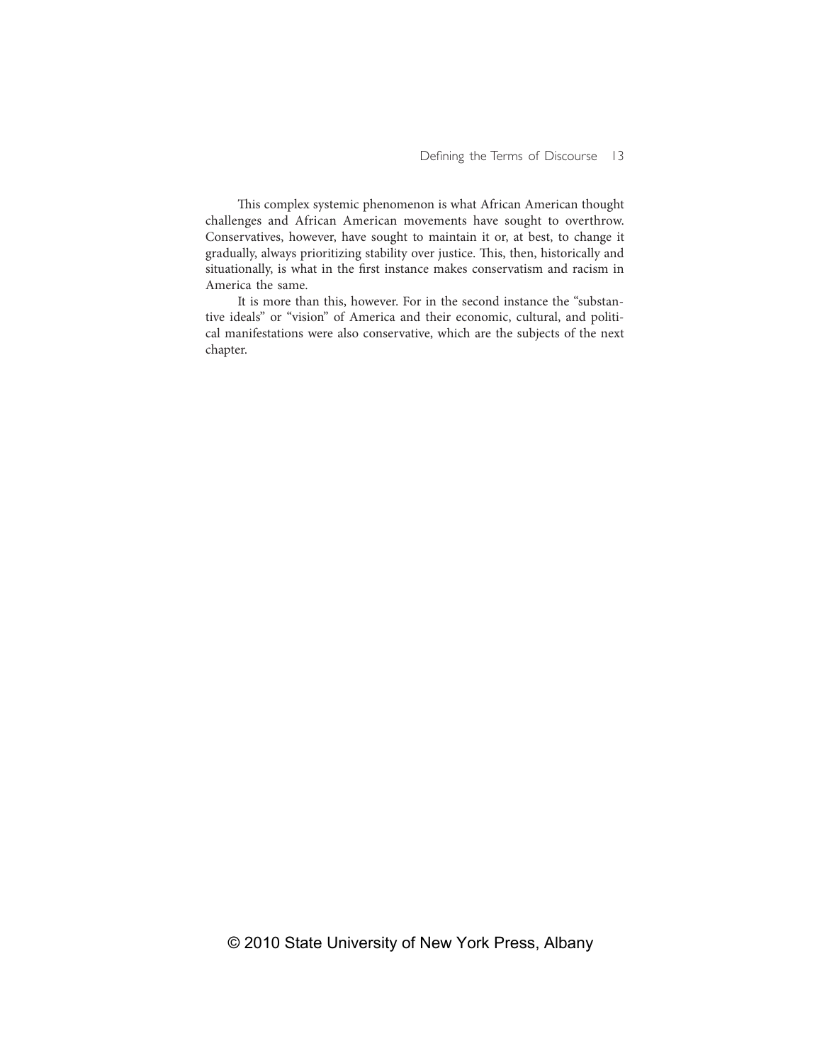This complex systemic phenomenon is what African American thought challenges and African American movements have sought to overthrow. Conservatives, however, have sought to maintain it or, at best, to change it gradually, always prioritizing stability over justice. This, then, historically and situationally, is what in the first instance makes conservatism and racism in America the same.

It is more than this, however. For in the second instance the "substantive ideals" or "vision" of America and their economic, cultural, and political manifestations were also conservative, which are the subjects of the next chapter.

© 2010 State University of New York Press, Albany